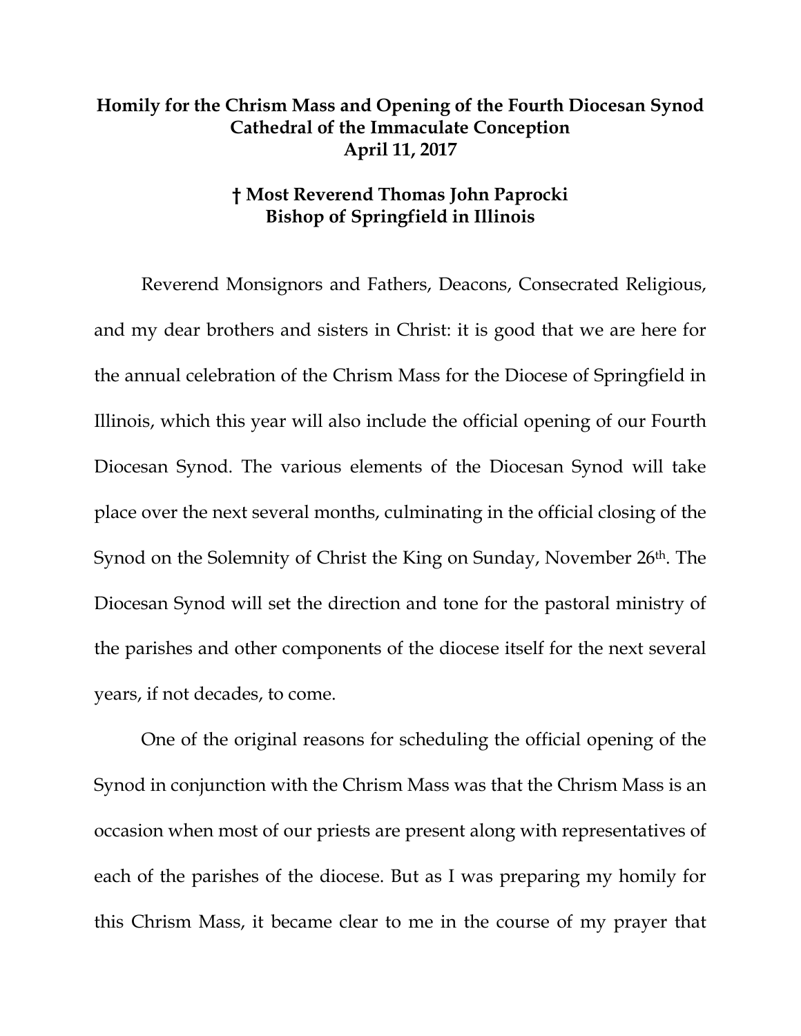**Homily for the Chrism Mass and Opening of the Fourth Diocesan Synod**
**Cathedral of the Immaculate Conception**
**April 11, 2017**

**† Most Reverend Thomas John Paprocki**
**Bishop of Springfield in Illinois**

Reverend Monsignors and Fathers, Deacons, Consecrated Religious, and my dear brothers and sisters in Christ: it is good that we are here for the annual celebration of the Chrism Mass for the Diocese of Springfield in Illinois, which this year will also include the official opening of our Fourth Diocesan Synod. The various elements of the Diocesan Synod will take place over the next several months, culminating in the official closing of the Synod on the Solemnity of Christ the King on Sunday, November 26th. The Diocesan Synod will set the direction and tone for the pastoral ministry of the parishes and other components of the diocese itself for the next several years, if not decades, to come.

One of the original reasons for scheduling the official opening of the Synod in conjunction with the Chrism Mass was that the Chrism Mass is an occasion when most of our priests are present along with representatives of each of the parishes of the diocese. But as I was preparing my homily for this Chrism Mass, it became clear to me in the course of my prayer that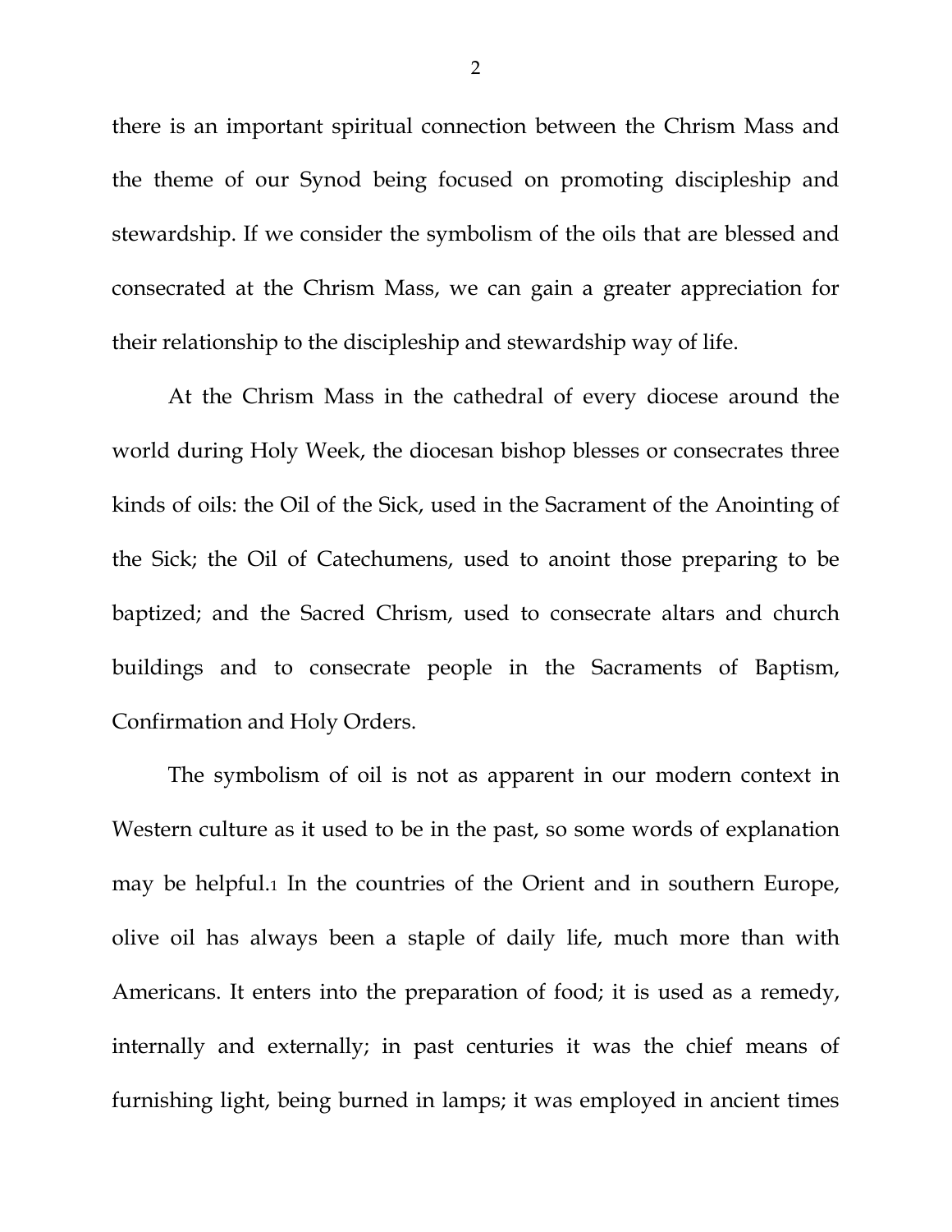there is an important spiritual connection between the Chrism Mass and the theme of our Synod being focused on promoting discipleship and stewardship. If we consider the symbolism of the oils that are blessed and consecrated at the Chrism Mass, we can gain a greater appreciation for their relationship to the discipleship and stewardship way of life.

At the Chrism Mass in the cathedral of every diocese around the world during Holy Week, the diocesan bishop blesses or consecrates three kinds of oils: the Oil of the Sick, used in the Sacrament of the Anointing of the Sick; the Oil of Catechumens, used to anoint those preparing to be baptized; and the Sacred Chrism, used to consecrate altars and church buildings and to consecrate people in the Sacraments of Baptism, Confirmation and Holy Orders.

The symbolism of oil is not as apparent in our modern context in Western culture as it used to be in the past, so some words of explanation may be helpful.[1] In the countries of the Orient and in southern Europe, olive oil has always been a staple of daily life, much more than with Americans. It enters into the preparation of food; it is used as a remedy, internally and externally; in past centuries it was the chief means of furnishing light, being burned in lamps; it was employed in ancient times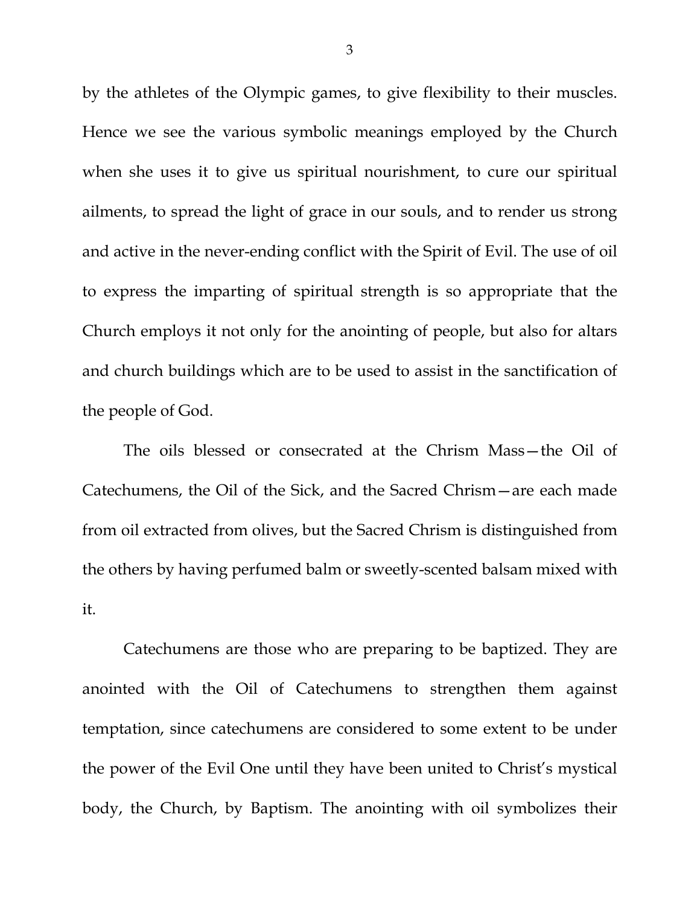by the athletes of the Olympic games, to give flexibility to their muscles. Hence we see the various symbolic meanings employed by the Church when she uses it to give us spiritual nourishment, to cure our spiritual ailments, to spread the light of grace in our souls, and to render us strong and active in the never-ending conflict with the Spirit of Evil. The use of oil to express the imparting of spiritual strength is so appropriate that the Church employs it not only for the anointing of people, but also for altars and church buildings which are to be used to assist in the sanctification of the people of God.

The oils blessed or consecrated at the Chrism Mass—the Oil of Catechumens, the Oil of the Sick, and the Sacred Chrism—are each made from oil extracted from olives, but the Sacred Chrism is distinguished from the others by having perfumed balm or sweetly-scented balsam mixed with it.

Catechumens are those who are preparing to be baptized. They are anointed with the Oil of Catechumens to strengthen them against temptation, since catechumens are considered to some extent to be under the power of the Evil One until they have been united to Christ's mystical body, the Church, by Baptism. The anointing with oil symbolizes their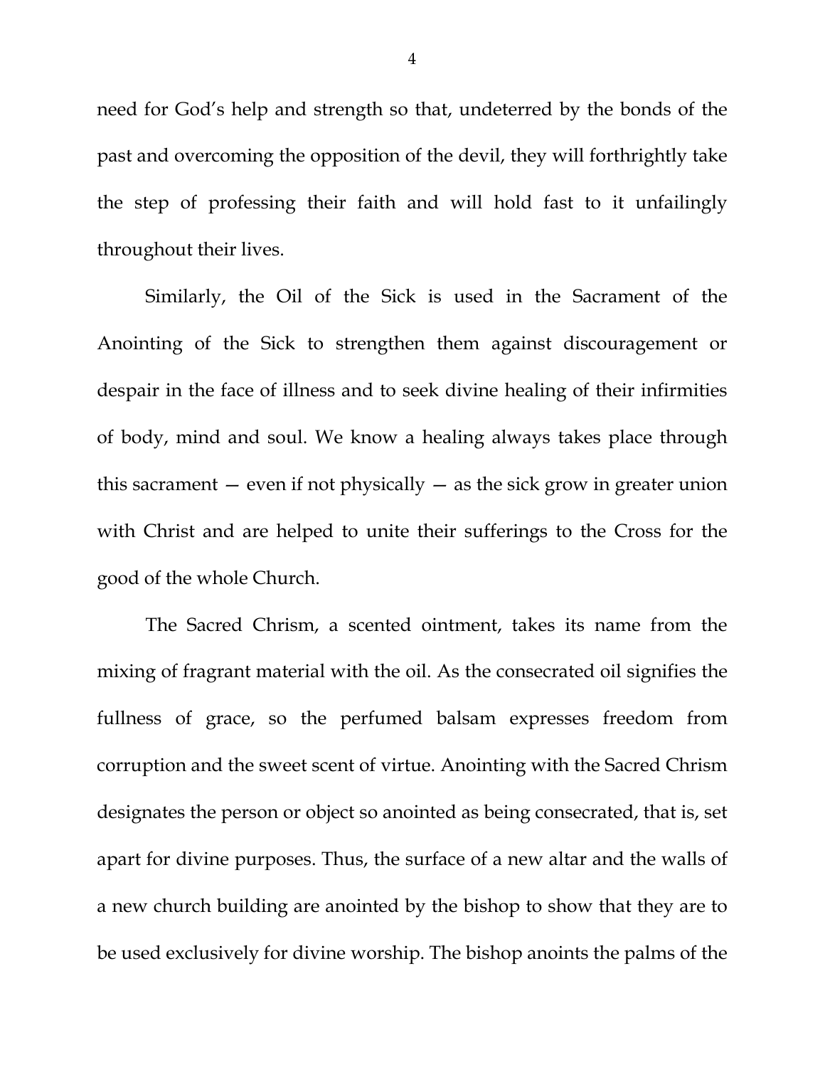need for God's help and strength so that, undeterred by the bonds of the past and overcoming the opposition of the devil, they will forthrightly take the step of professing their faith and will hold fast to it unfailingly throughout their lives.

Similarly, the Oil of the Sick is used in the Sacrament of the Anointing of the Sick to strengthen them against discouragement or despair in the face of illness and to seek divine healing of their infirmities of body, mind and soul. We know a healing always takes place through this sacrament — even if not physically — as the sick grow in greater union with Christ and are helped to unite their sufferings to the Cross for the good of the whole Church.

The Sacred Chrism, a scented ointment, takes its name from the mixing of fragrant material with the oil. As the consecrated oil signifies the fullness of grace, so the perfumed balsam expresses freedom from corruption and the sweet scent of virtue. Anointing with the Sacred Chrism designates the person or object so anointed as being consecrated, that is, set apart for divine purposes. Thus, the surface of a new altar and the walls of a new church building are anointed by the bishop to show that they are to be used exclusively for divine worship. The bishop anoints the palms of the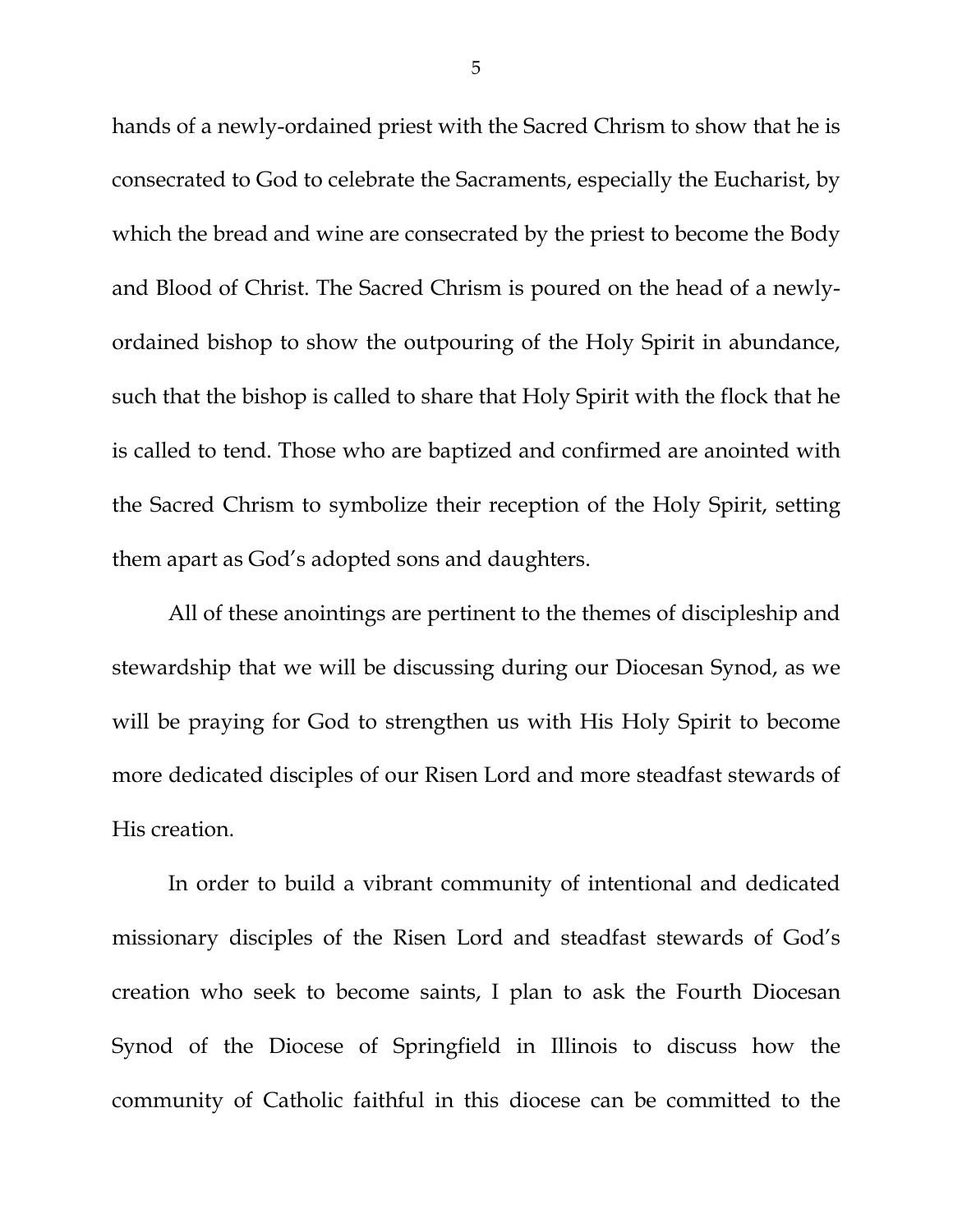hands of a newly-ordained priest with the Sacred Chrism to show that he is consecrated to God to celebrate the Sacraments, especially the Eucharist, by which the bread and wine are consecrated by the priest to become the Body and Blood of Christ. The Sacred Chrism is poured on the head of a newly-ordained bishop to show the outpouring of the Holy Spirit in abundance, such that the bishop is called to share that Holy Spirit with the flock that he is called to tend. Those who are baptized and confirmed are anointed with the Sacred Chrism to symbolize their reception of the Holy Spirit, setting them apart as God's adopted sons and daughters.

All of these anointings are pertinent to the themes of discipleship and stewardship that we will be discussing during our Diocesan Synod, as we will be praying for God to strengthen us with His Holy Spirit to become more dedicated disciples of our Risen Lord and more steadfast stewards of His creation.

In order to build a vibrant community of intentional and dedicated missionary disciples of the Risen Lord and steadfast stewards of God's creation who seek to become saints, I plan to ask the Fourth Diocesan Synod of the Diocese of Springfield in Illinois to discuss how the community of Catholic faithful in this diocese can be committed to the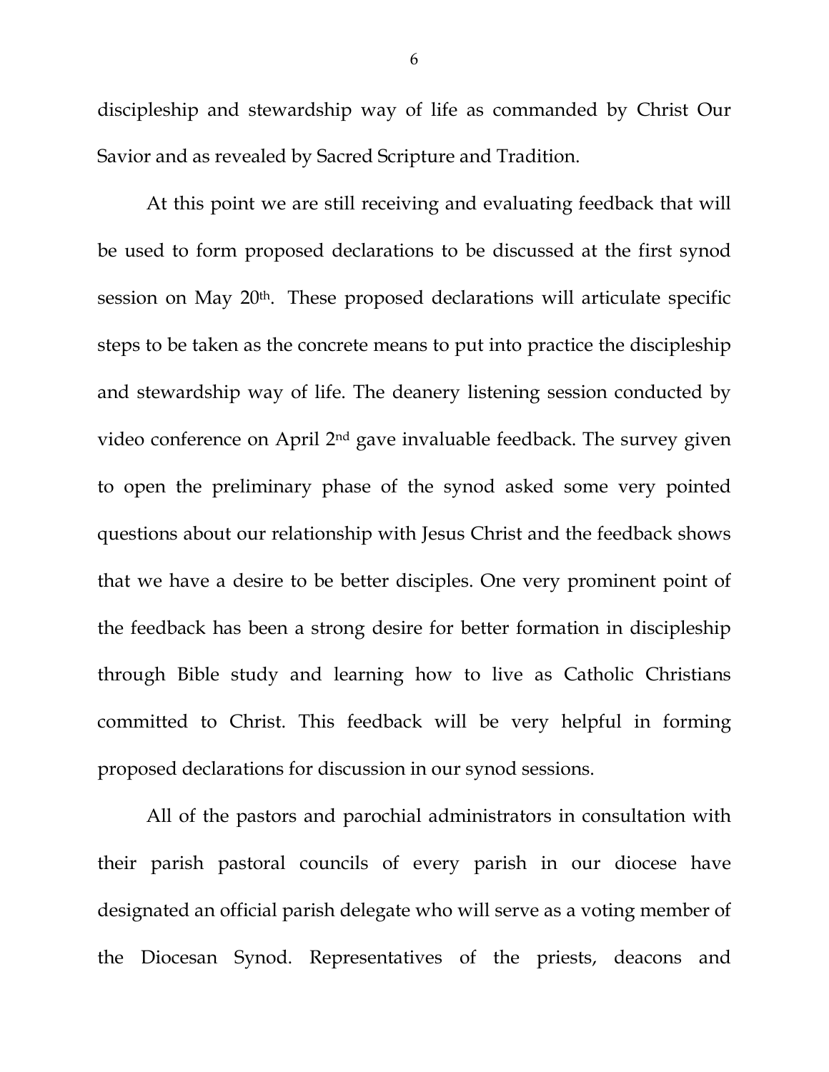discipleship and stewardship way of life as commanded by Christ Our Savior and as revealed by Sacred Scripture and Tradition.

At this point we are still receiving and evaluating feedback that will be used to form proposed declarations to be discussed at the first synod session on May 20th. These proposed declarations will articulate specific steps to be taken as the concrete means to put into practice the discipleship and stewardship way of life. The deanery listening session conducted by video conference on April 2nd gave invaluable feedback. The survey given to open the preliminary phase of the synod asked some very pointed questions about our relationship with Jesus Christ and the feedback shows that we have a desire to be better disciples. One very prominent point of the feedback has been a strong desire for better formation in discipleship through Bible study and learning how to live as Catholic Christians committed to Christ. This feedback will be very helpful in forming proposed declarations for discussion in our synod sessions.

All of the pastors and parochial administrators in consultation with their parish pastoral councils of every parish in our diocese have designated an official parish delegate who will serve as a voting member of the Diocesan Synod. Representatives of the priests, deacons and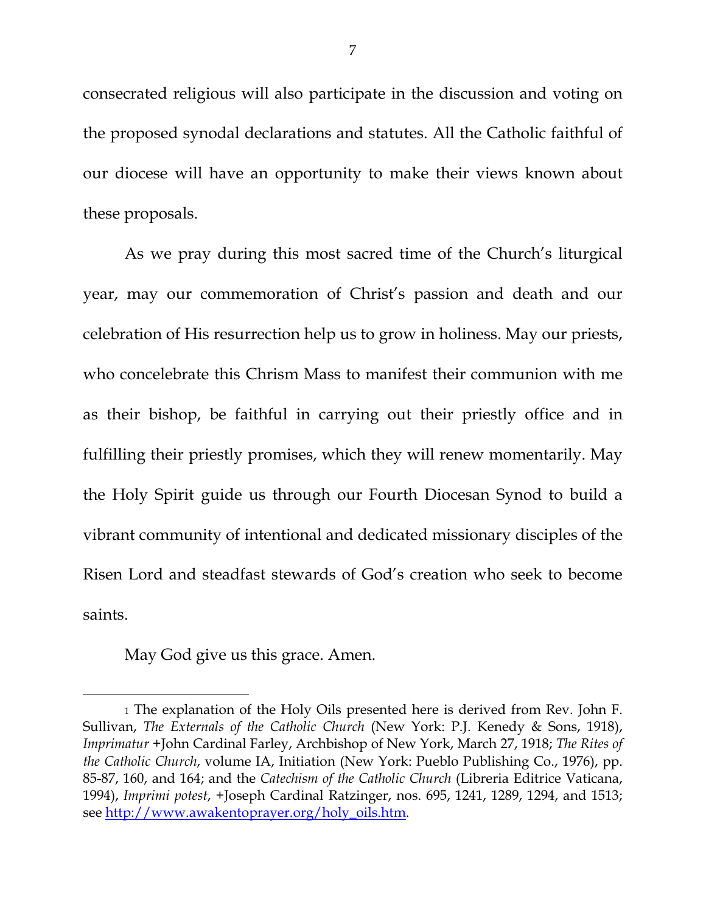consecrated religious will also participate in the discussion and voting on the proposed synodal declarations and statutes. All the Catholic faithful of our diocese will have an opportunity to make their views known about these proposals.

As we pray during this most sacred time of the Church's liturgical year, may our commemoration of Christ's passion and death and our celebration of His resurrection help us to grow in holiness. May our priests, who concelebrate this Chrism Mass to manifest their communion with me as their bishop, be faithful in carrying out their priestly office and in fulfilling their priestly promises, which they will renew momentarily. May the Holy Spirit guide us through our Fourth Diocesan Synod to build a vibrant community of intentional and dedicated missionary disciples of the Risen Lord and steadfast stewards of God's creation who seek to become saints.

May God give us this grace. Amen.

---

[1] The explanation of the Holy Oils presented here is derived from Rev. John F. Sullivan, *The Externals of the Catholic Church* (New York: P.J. Kenedy & Sons, 1918), *Imprimatur* +John Cardinal Farley, Archbishop of New York, March 27, 1918; *The Rites of the Catholic Church*, volume IA, Initiation (New York: Pueblo Publishing Co., 1976), pp. 85-87, 160, and 164; and the *Catechism of the Catholic Church* (Libreria Editrice Vaticana, 1994), *Imprimi potest*, +Joseph Cardinal Ratzinger, nos. 695, 1241, 1289, 1294, and 1513; see http://www.awakentoprayer.org/holy_oils.htm.